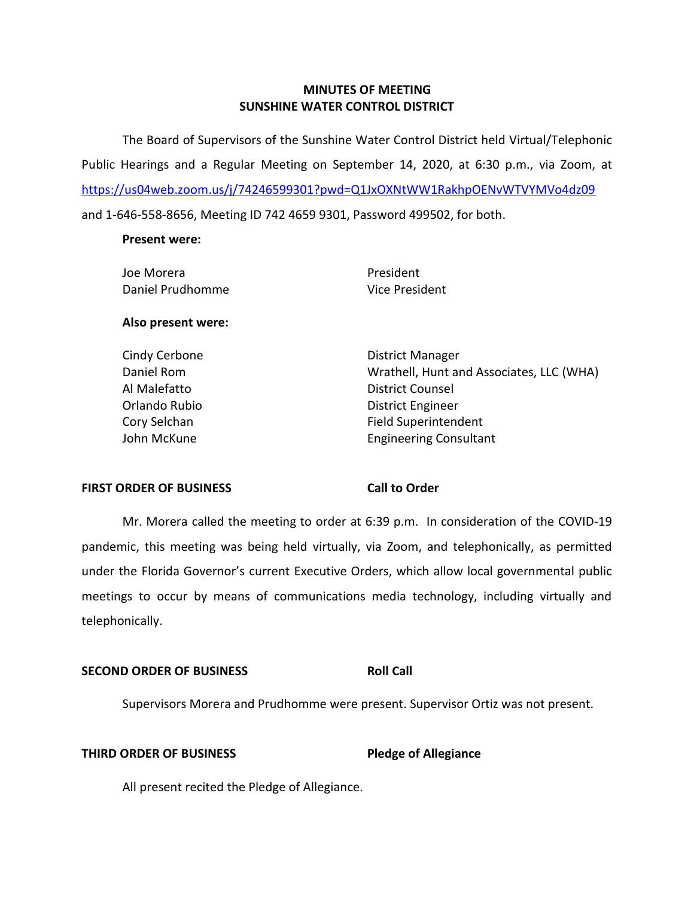# MINUTES OF MEETING
# SUNSHINE WATER CONTROL DISTRICT

The Board of Supervisors of the Sunshine Water Control District held Virtual/Telephonic Public Hearings and a Regular Meeting on September 14, 2020, at 6:30 p.m., via Zoom, at https://us04web.zoom.us/j/74246599301?pwd=Q1JxOXNtWW1RakhpOENvWTVYMVo4dz09 and 1-646-558-8656, Meeting ID 742 4659 9301, Password 499502, for both.

**Present were:**

| | |
|---|---|
| Joe Morera | President |
| Daniel Prudhomme | Vice President |

**Also present were:**

| | |
|---|---|
| Cindy Cerbone | District Manager |
| Daniel Rom | Wrathell, Hunt and Associates, LLC (WHA) |
| Al Malefatto | District Counsel |
| Orlando Rubio | District Engineer |
| Cory Selchan | Field Superintendent |
| John McKune | Engineering Consultant |

**FIRST ORDER OF BUSINESS** **Call to Order**

Mr. Morera called the meeting to order at 6:39 p.m. In consideration of the COVID-19 pandemic, this meeting was being held virtually, via Zoom, and telephonically, as permitted under the Florida Governor's current Executive Orders, which allow local governmental public meetings to occur by means of communications media technology, including virtually and telephonically.

**SECOND ORDER OF BUSINESS** **Roll Call**

Supervisors Morera and Prudhomme were present. Supervisor Ortiz was not present.

**THIRD ORDER OF BUSINESS** **Pledge of Allegiance**

All present recited the Pledge of Allegiance.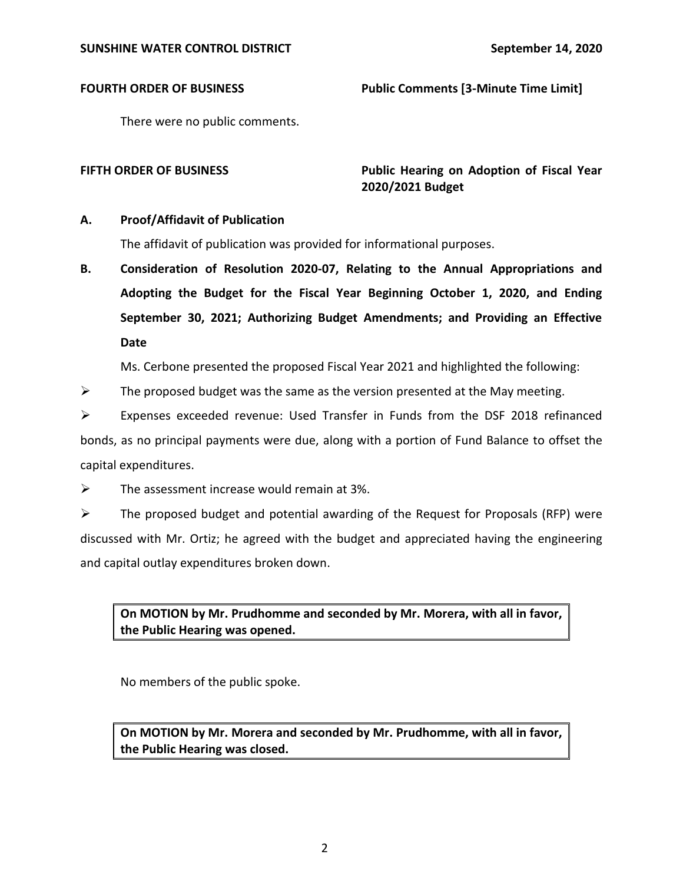**FOURTH ORDER OF BUSINESS** **Public Comments [3-Minute Time Limit]**

There were no public comments.

**FIFTH ORDER OF BUSINESS** **Public Hearing on Adoption of Fiscal Year 2020/2021 Budget**

**A. Proof/Affidavit of Publication**

The affidavit of publication was provided for informational purposes.

**B. Consideration of Resolution 2020-07, Relating to the Annual Appropriations and Adopting the Budget for the Fiscal Year Beginning October 1, 2020, and Ending September 30, 2021; Authorizing Budget Amendments; and Providing an Effective Date**

Ms. Cerbone presented the proposed Fiscal Year 2021 and highlighted the following:

- The proposed budget was the same as the version presented at the May meeting.
- Expenses exceeded revenue: Used Transfer in Funds from the DSF 2018 refinanced bonds, as no principal payments were due, along with a portion of Fund Balance to offset the capital expenditures.
- The assessment increase would remain at 3%.
- The proposed budget and potential awarding of the Request for Proposals (RFP) were discussed with Mr. Ortiz; he agreed with the budget and appreciated having the engineering and capital outlay expenditures broken down.

**On MOTION by Mr. Prudhomme and seconded by Mr. Morera, with all in favor, the Public Hearing was opened.**

No members of the public spoke.

**On MOTION by Mr. Morera and seconded by Mr. Prudhomme, with all in favor, the Public Hearing was closed.**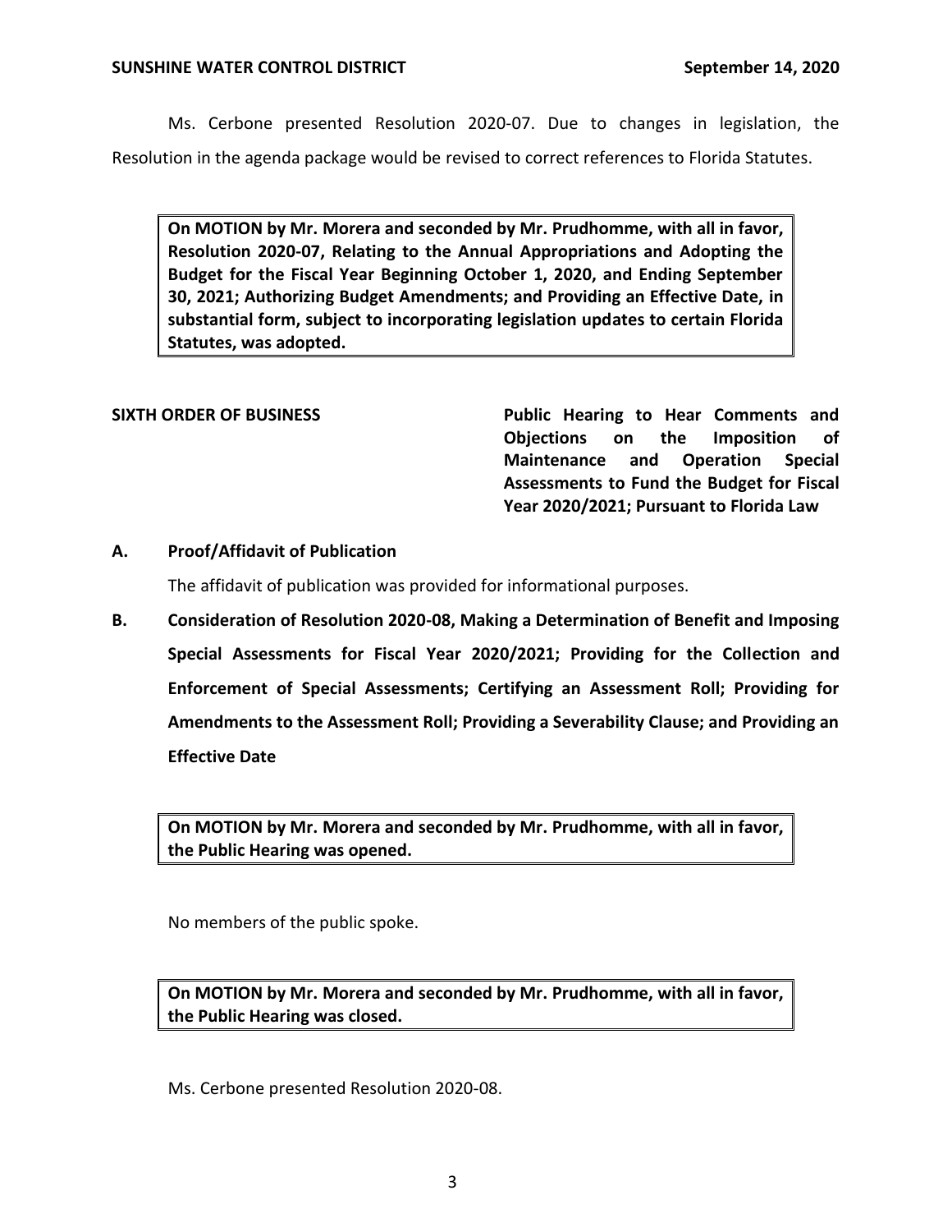Ms. Cerbone presented Resolution 2020-07. Due to changes in legislation, the Resolution in the agenda package would be revised to correct references to Florida Statutes.

> **On MOTION by Mr. Morera and seconded by Mr. Prudhomme, with all in favor, Resolution 2020-07, Relating to the Annual Appropriations and Adopting the Budget for the Fiscal Year Beginning October 1, 2020, and Ending September 30, 2021; Authorizing Budget Amendments; and Providing an Effective Date, in substantial form, subject to incorporating legislation updates to certain Florida Statutes, was adopted.**

**SIXTH ORDER OF BUSINESS** **Public Hearing to Hear Comments and Objections on the Imposition of Maintenance and Operation Special Assessments to Fund the Budget for Fiscal Year 2020/2021; Pursuant to Florida Law**

**A. Proof/Affidavit of Publication**

The affidavit of publication was provided for informational purposes.

**B. Consideration of Resolution 2020-08, Making a Determination of Benefit and Imposing Special Assessments for Fiscal Year 2020/2021; Providing for the Collection and Enforcement of Special Assessments; Certifying an Assessment Roll; Providing for Amendments to the Assessment Roll; Providing a Severability Clause; and Providing an Effective Date**

> **On MOTION by Mr. Morera and seconded by Mr. Prudhomme, with all in favor, the Public Hearing was opened.**

No members of the public spoke.

> **On MOTION by Mr. Morera and seconded by Mr. Prudhomme, with all in favor, the Public Hearing was closed.**

Ms. Cerbone presented Resolution 2020-08.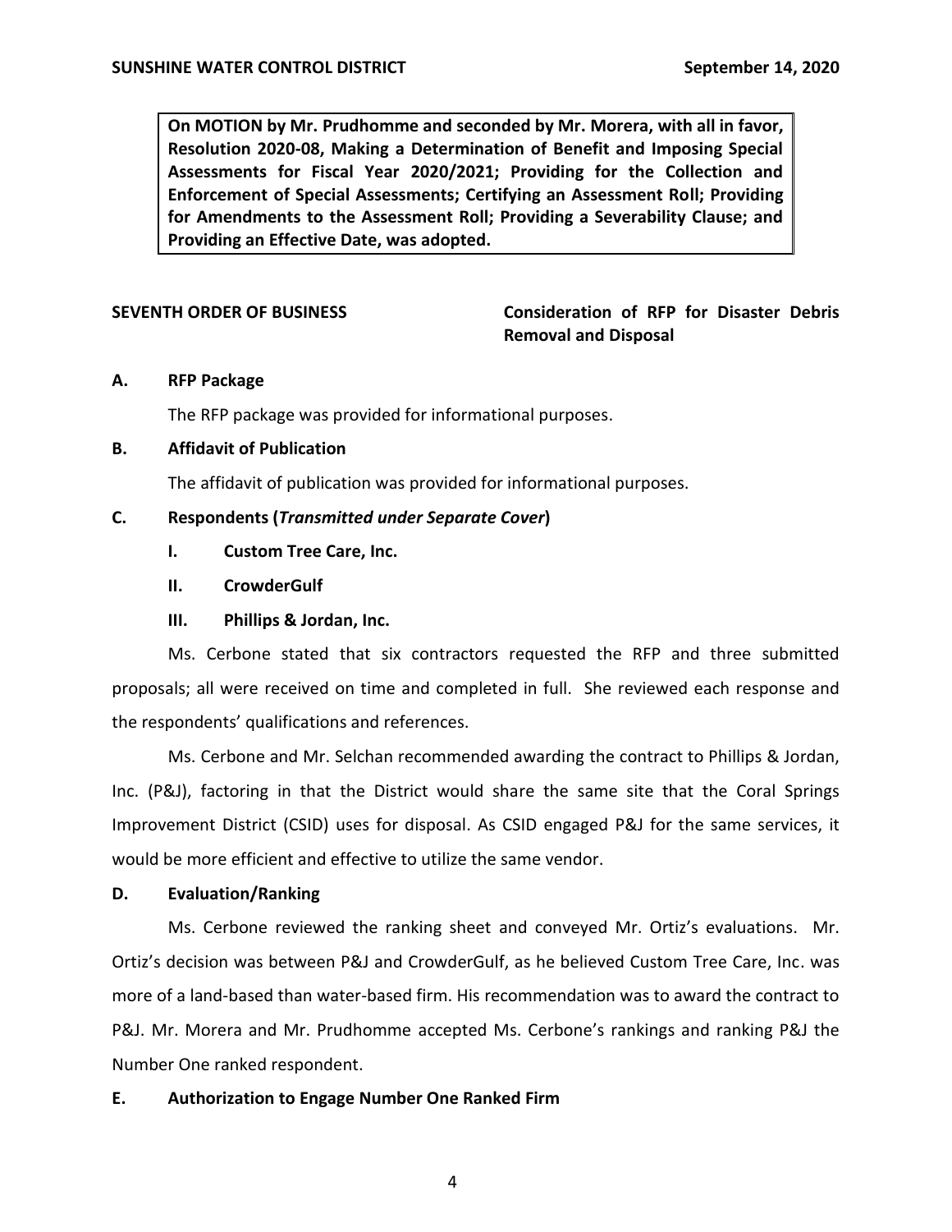**On MOTION by Mr. Prudhomme and seconded by Mr. Morera, with all in favor, Resolution 2020-08, Making a Determination of Benefit and Imposing Special Assessments for Fiscal Year 2020/2021; Providing for the Collection and Enforcement of Special Assessments; Certifying an Assessment Roll; Providing for Amendments to the Assessment Roll; Providing a Severability Clause; and Providing an Effective Date, was adopted.**

**SEVENTH ORDER OF BUSINESS** **Consideration of RFP for Disaster Debris Removal and Disposal**

**A. RFP Package**

The RFP package was provided for informational purposes.

**B. Affidavit of Publication**

The affidavit of publication was provided for informational purposes.

**C. Respondents (*Transmitted under Separate Cover*)**

**I. Custom Tree Care, Inc.**

**II. CrowderGulf**

**III. Phillips & Jordan, Inc.**

Ms. Cerbone stated that six contractors requested the RFP and three submitted proposals; all were received on time and completed in full. She reviewed each response and the respondents' qualifications and references.

Ms. Cerbone and Mr. Selchan recommended awarding the contract to Phillips & Jordan, Inc. (P&J), factoring in that the District would share the same site that the Coral Springs Improvement District (CSID) uses for disposal. As CSID engaged P&J for the same services, it would be more efficient and effective to utilize the same vendor.

**D. Evaluation/Ranking**

Ms. Cerbone reviewed the ranking sheet and conveyed Mr. Ortiz's evaluations. Mr. Ortiz's decision was between P&J and CrowderGulf, as he believed Custom Tree Care, Inc. was more of a land-based than water-based firm. His recommendation was to award the contract to P&J. Mr. Morera and Mr. Prudhomme accepted Ms. Cerbone's rankings and ranking P&J the Number One ranked respondent.

**E. Authorization to Engage Number One Ranked Firm**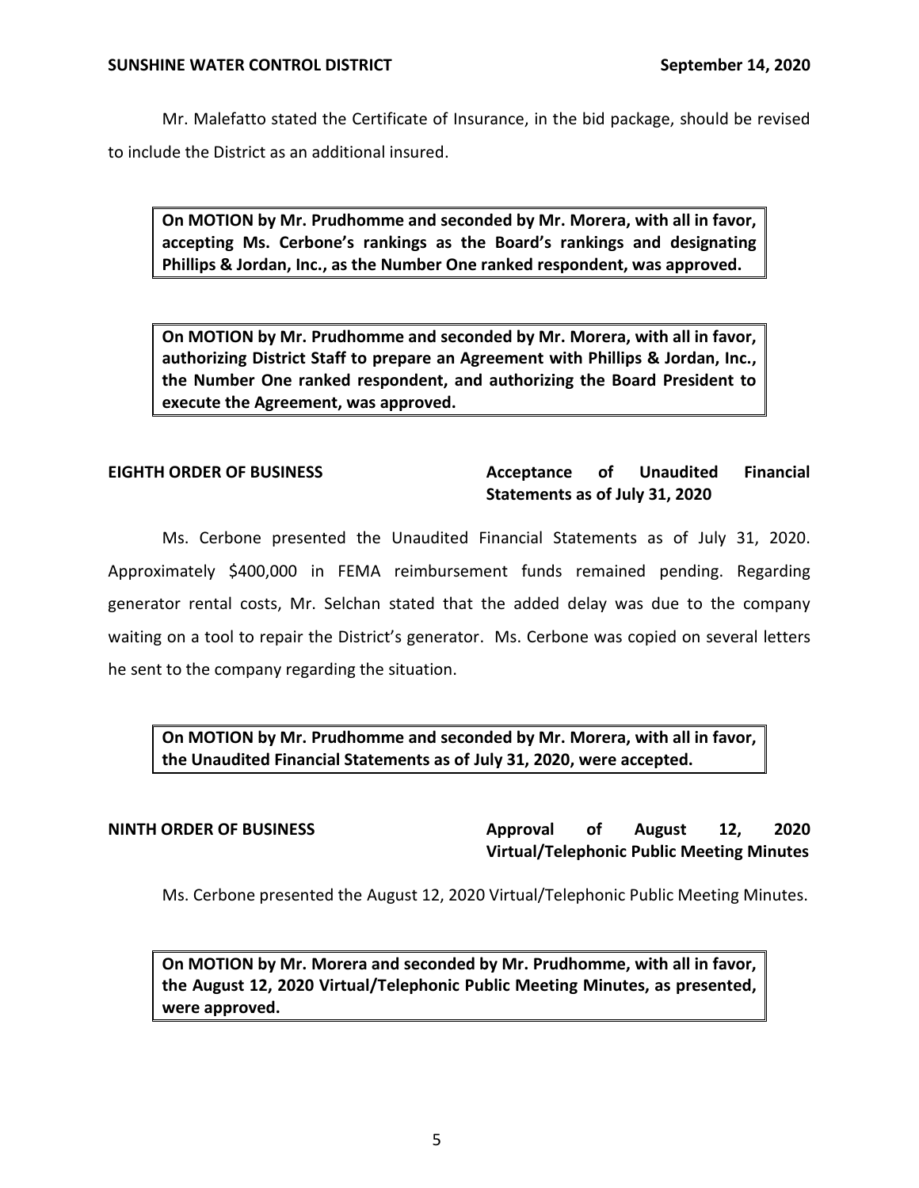Mr. Malefatto stated the Certificate of Insurance, in the bid package, should be revised to include the District as an additional insured.

> **On MOTION by Mr. Prudhomme and seconded by Mr. Morera, with all in favor, accepting Ms. Cerbone's rankings as the Board's rankings and designating Phillips & Jordan, Inc., as the Number One ranked respondent, was approved.**

> **On MOTION by Mr. Prudhomme and seconded by Mr. Morera, with all in favor, authorizing District Staff to prepare an Agreement with Phillips & Jordan, Inc., the Number One ranked respondent, and authorizing the Board President to execute the Agreement, was approved.**

**EIGHTH ORDER OF BUSINESS** — **Acceptance of Unaudited Financial Statements as of July 31, 2020**

Ms. Cerbone presented the Unaudited Financial Statements as of July 31, 2020. Approximately $400,000 in FEMA reimbursement funds remained pending. Regarding generator rental costs, Mr. Selchan stated that the added delay was due to the company waiting on a tool to repair the District's generator. Ms. Cerbone was copied on several letters he sent to the company regarding the situation.

> **On MOTION by Mr. Prudhomme and seconded by Mr. Morera, with all in favor, the Unaudited Financial Statements as of July 31, 2020, were accepted.**

**NINTH ORDER OF BUSINESS** — **Approval of August 12, 2020 Virtual/Telephonic Public Meeting Minutes**

Ms. Cerbone presented the August 12, 2020 Virtual/Telephonic Public Meeting Minutes.

> **On MOTION by Mr. Morera and seconded by Mr. Prudhomme, with all in favor, the August 12, 2020 Virtual/Telephonic Public Meeting Minutes, as presented, were approved.**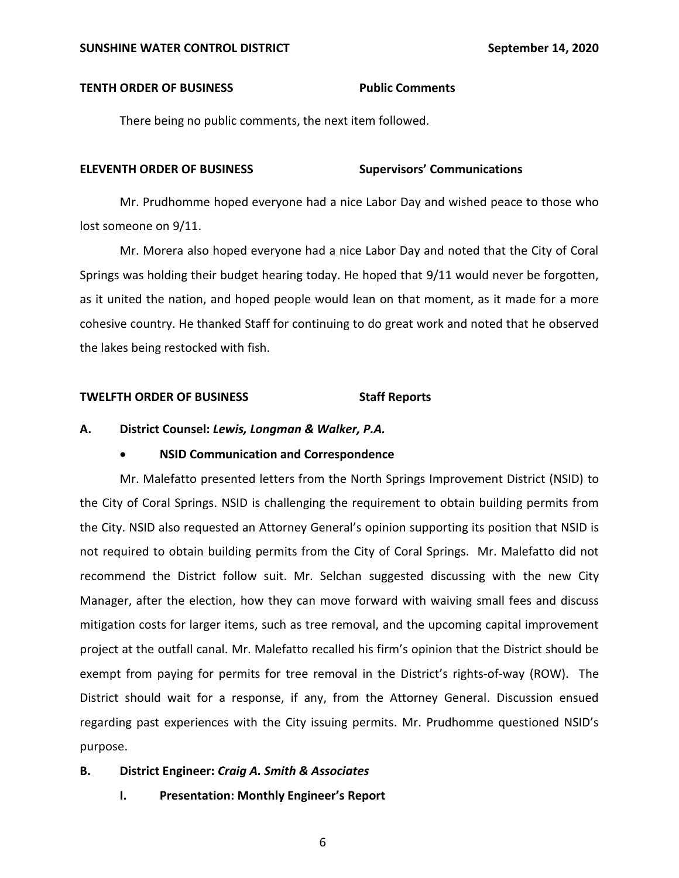**TENTH ORDER OF BUSINESS** **Public Comments**

There being no public comments, the next item followed.

**ELEVENTH ORDER OF BUSINESS** **Supervisors' Communications**

Mr. Prudhomme hoped everyone had a nice Labor Day and wished peace to those who lost someone on 9/11.

Mr. Morera also hoped everyone had a nice Labor Day and noted that the City of Coral Springs was holding their budget hearing today. He hoped that 9/11 would never be forgotten, as it united the nation, and hoped people would lean on that moment, as it made for a more cohesive country. He thanked Staff for continuing to do great work and noted that he observed the lakes being restocked with fish.

**TWELFTH ORDER OF BUSINESS** **Staff Reports**

**A. District Counsel: *Lewis, Longman & Walker, P.A.***

- **NSID Communication and Correspondence**

Mr. Malefatto presented letters from the North Springs Improvement District (NSID) to the City of Coral Springs. NSID is challenging the requirement to obtain building permits from the City. NSID also requested an Attorney General's opinion supporting its position that NSID is not required to obtain building permits from the City of Coral Springs. Mr. Malefatto did not recommend the District follow suit. Mr. Selchan suggested discussing with the new City Manager, after the election, how they can move forward with waiving small fees and discuss mitigation costs for larger items, such as tree removal, and the upcoming capital improvement project at the outfall canal. Mr. Malefatto recalled his firm's opinion that the District should be exempt from paying for permits for tree removal in the District's rights-of-way (ROW). The District should wait for a response, if any, from the Attorney General. Discussion ensued regarding past experiences with the City issuing permits. Mr. Prudhomme questioned NSID's purpose.

**B. District Engineer: *Craig A. Smith & Associates***

**I. Presentation: Monthly Engineer's Report**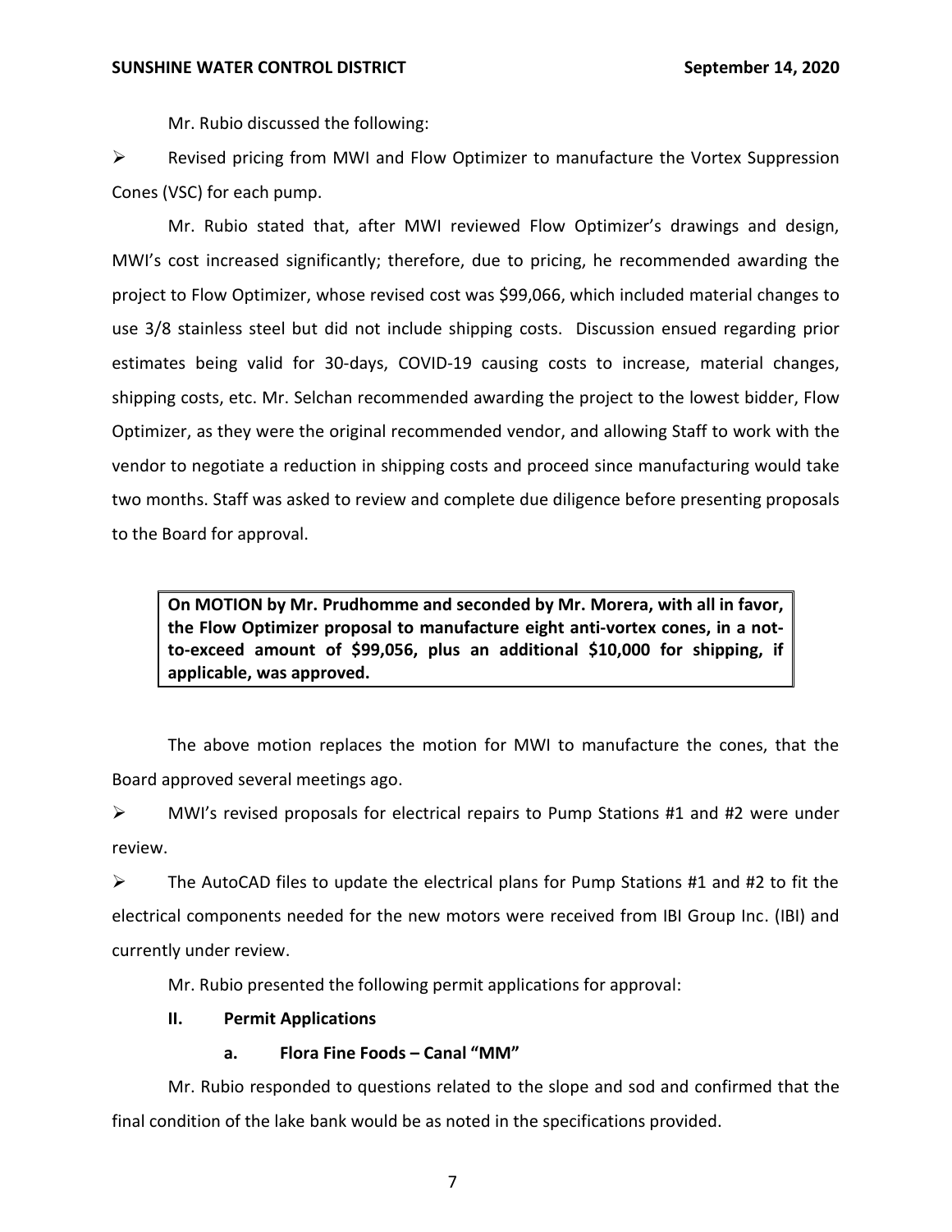Mr. Rubio discussed the following:

- Revised pricing from MWI and Flow Optimizer to manufacture the Vortex Suppression Cones (VSC) for each pump.

Mr. Rubio stated that, after MWI reviewed Flow Optimizer's drawings and design, MWI's cost increased significantly; therefore, due to pricing, he recommended awarding the project to Flow Optimizer, whose revised cost was $99,066, which included material changes to use 3/8 stainless steel but did not include shipping costs. Discussion ensued regarding prior estimates being valid for 30-days, COVID-19 causing costs to increase, material changes, shipping costs, etc. Mr. Selchan recommended awarding the project to the lowest bidder, Flow Optimizer, as they were the original recommended vendor, and allowing Staff to work with the vendor to negotiate a reduction in shipping costs and proceed since manufacturing would take two months. Staff was asked to review and complete due diligence before presenting proposals to the Board for approval.

> **On MOTION by Mr. Prudhomme and seconded by Mr. Morera, with all in favor, the Flow Optimizer proposal to manufacture eight anti-vortex cones, in a not-to-exceed amount of $99,056, plus an additional $10,000 for shipping, if applicable, was approved.**

The above motion replaces the motion for MWI to manufacture the cones, that the Board approved several meetings ago.

- MWI's revised proposals for electrical repairs to Pump Stations #1 and #2 were under review.
- The AutoCAD files to update the electrical plans for Pump Stations #1 and #2 to fit the electrical components needed for the new motors were received from IBI Group Inc. (IBI) and currently under review.

Mr. Rubio presented the following permit applications for approval:

**II. Permit Applications**

**a. Flora Fine Foods – Canal "MM"**

Mr. Rubio responded to questions related to the slope and sod and confirmed that the final condition of the lake bank would be as noted in the specifications provided.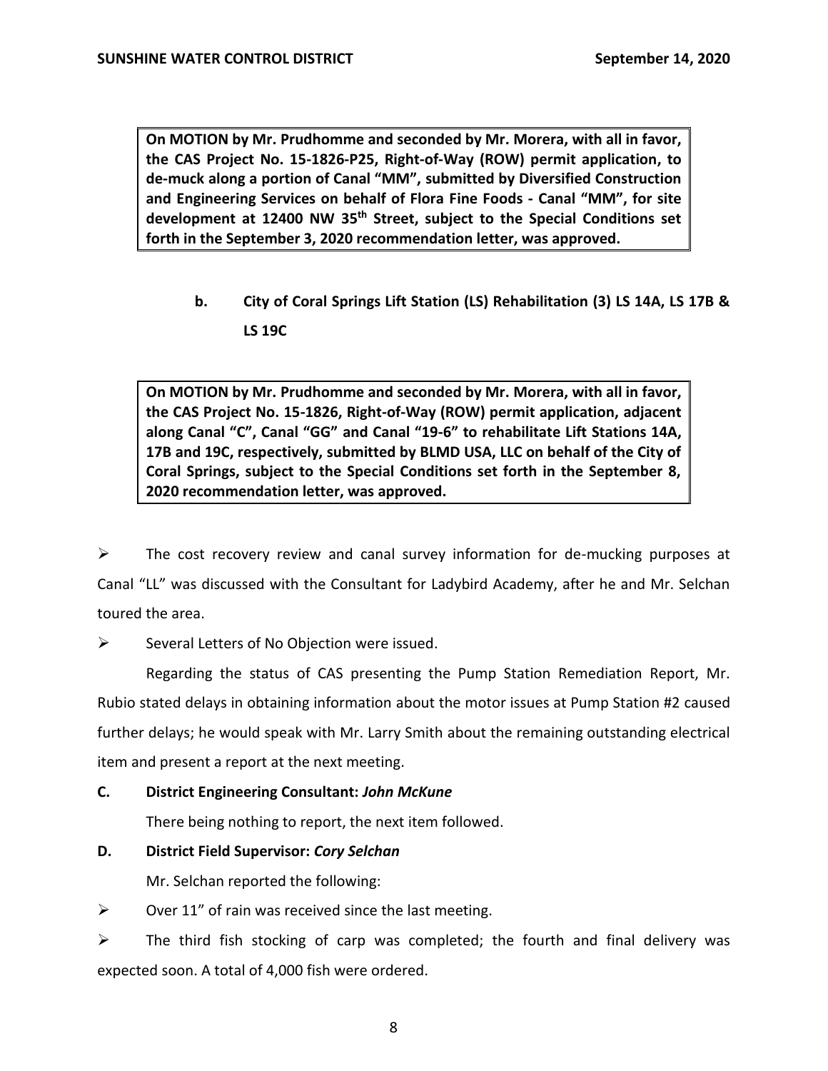**On MOTION by Mr. Prudhomme and seconded by Mr. Morera, with all in favor, the CAS Project No. 15-1826-P25, Right-of-Way (ROW) permit application, to de-muck along a portion of Canal "MM", submitted by Diversified Construction and Engineering Services on behalf of Flora Fine Foods - Canal "MM", for site development at 12400 NW 35th Street, subject to the Special Conditions set forth in the September 3, 2020 recommendation letter, was approved.**

**b. City of Coral Springs Lift Station (LS) Rehabilitation (3) LS 14A, LS 17B & LS 19C**

**On MOTION by Mr. Prudhomme and seconded by Mr. Morera, with all in favor, the CAS Project No. 15-1826, Right-of-Way (ROW) permit application, adjacent along Canal "C", Canal "GG" and Canal "19-6" to rehabilitate Lift Stations 14A, 17B and 19C, respectively, submitted by BLMD USA, LLC on behalf of the City of Coral Springs, subject to the Special Conditions set forth in the September 8, 2020 recommendation letter, was approved.**

- The cost recovery review and canal survey information for de-mucking purposes at Canal "LL" was discussed with the Consultant for Ladybird Academy, after he and Mr. Selchan toured the area.
- Several Letters of No Objection were issued.

Regarding the status of CAS presenting the Pump Station Remediation Report, Mr. Rubio stated delays in obtaining information about the motor issues at Pump Station #2 caused further delays; he would speak with Mr. Larry Smith about the remaining outstanding electrical item and present a report at the next meeting.

**C. District Engineering Consultant: *John McKune***

There being nothing to report, the next item followed.

**D. District Field Supervisor: *Cory Selchan***

Mr. Selchan reported the following:

- Over 11" of rain was received since the last meeting.
- The third fish stocking of carp was completed; the fourth and final delivery was expected soon. A total of 4,000 fish were ordered.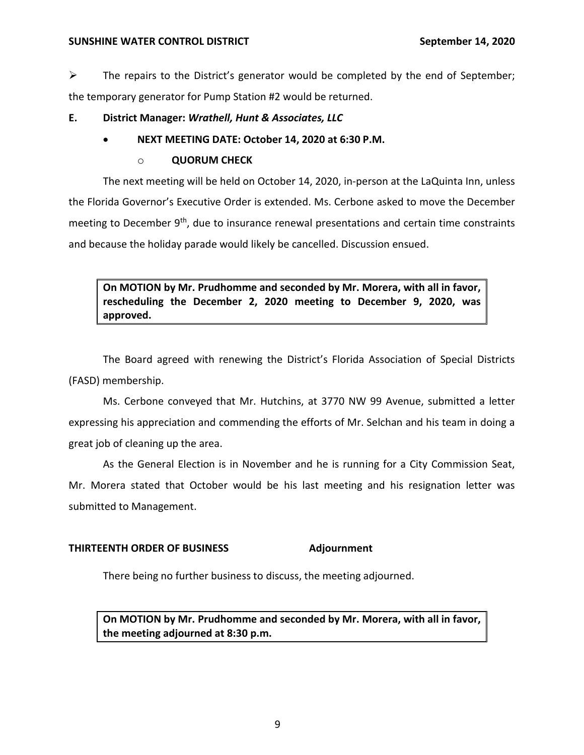- The repairs to the District's generator would be completed by the end of September; the temporary generator for Pump Station #2 would be returned.

**E. District Manager: *Wrathell, Hunt & Associates, LLC***

- **NEXT MEETING DATE: October 14, 2020 at 6:30 P.M.**
  - **QUORUM CHECK**

The next meeting will be held on October 14, 2020, in-person at the LaQuinta Inn, unless the Florida Governor's Executive Order is extended. Ms. Cerbone asked to move the December meeting to December 9th, due to insurance renewal presentations and certain time constraints and because the holiday parade would likely be cancelled. Discussion ensued.

> **On MOTION by Mr. Prudhomme and seconded by Mr. Morera, with all in favor, rescheduling the December 2, 2020 meeting to December 9, 2020, was approved.**

The Board agreed with renewing the District's Florida Association of Special Districts (FASD) membership.

Ms. Cerbone conveyed that Mr. Hutchins, at 3770 NW 99 Avenue, submitted a letter expressing his appreciation and commending the efforts of Mr. Selchan and his team in doing a great job of cleaning up the area.

As the General Election is in November and he is running for a City Commission Seat, Mr. Morera stated that October would be his last meeting and his resignation letter was submitted to Management.

**THIRTEENTH ORDER OF BUSINESS — Adjournment**

There being no further business to discuss, the meeting adjourned.

> **On MOTION by Mr. Prudhomme and seconded by Mr. Morera, with all in favor, the meeting adjourned at 8:30 p.m.**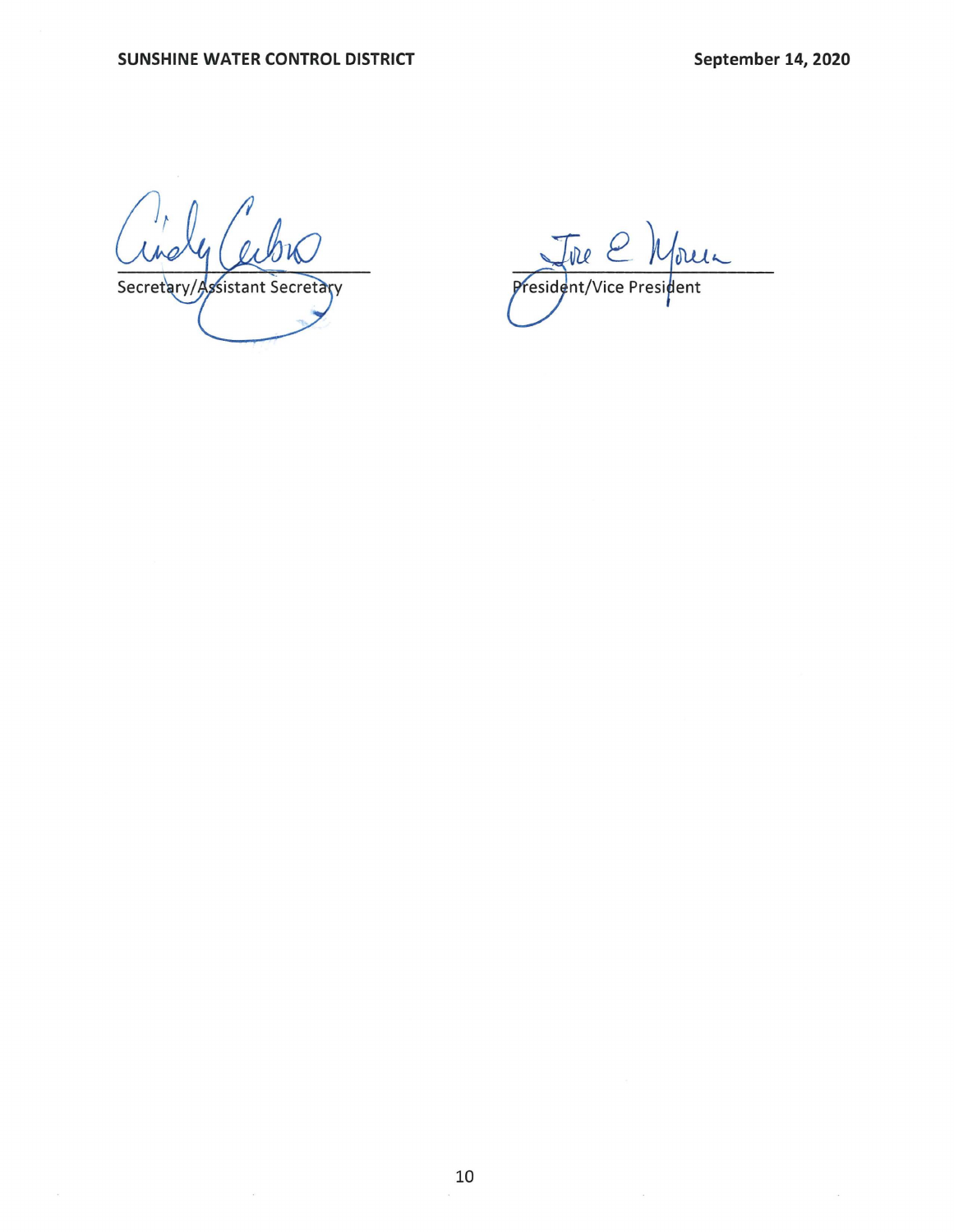Secretary/Assistant Secretary

President/Vice President